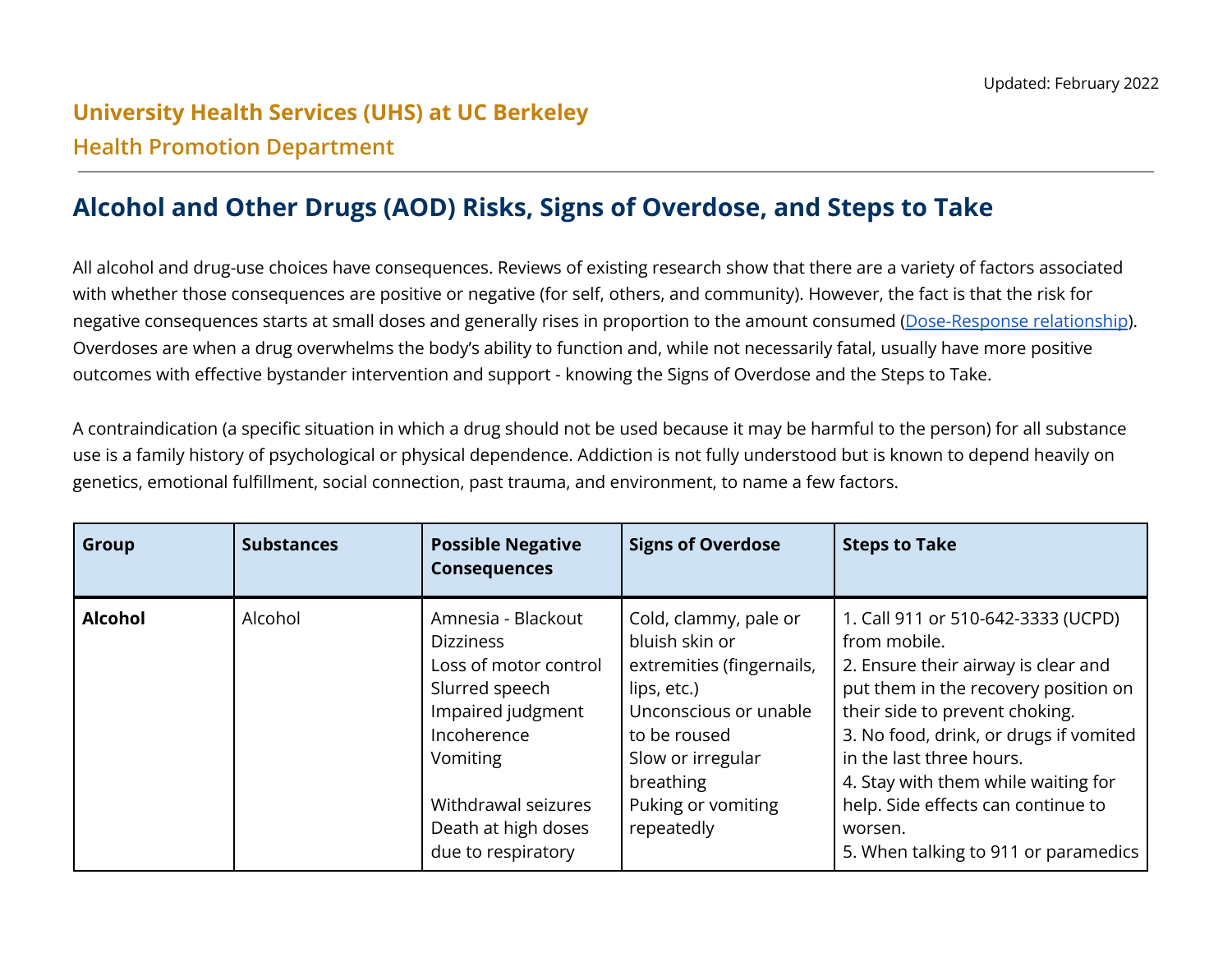Updated: February 2022

**University Health Services (UHS) at UC Berkeley**

**Health Promotion Department**

# Alcohol and Other Drugs (AOD) Risks, Signs of Overdose, and Steps to Take

All alcohol and drug-use choices have consequences. Reviews of existing research show that there are a variety of factors associated with whether those consequences are positive or negative (for self, others, and community). However, the fact is that the risk for negative consequences starts at small doses and generally rises in proportion to the amount consumed (Dose-Response relationship). Overdoses are when a drug overwhelms the body's ability to function and, while not necessarily fatal, usually have more positive outcomes with effective bystander intervention and support - knowing the Signs of Overdose and the Steps to Take.

A contraindication (a specific situation in which a drug should not be used because it may be harmful to the person) for all substance use is a family history of psychological or physical dependence. Addiction is not fully understood but is known to depend heavily on genetics, emotional fulfillment, social connection, past trauma, and environment, to name a few factors.

| Group | Substances | Possible Negative Consequences | Signs of Overdose | Steps to Take |
|---|---|---|---|---|
| **Alcohol** | Alcohol | Amnesia - Blackout<br>Dizziness<br>Loss of motor control<br>Slurred speech<br>Impaired judgment<br>Incoherence<br>Vomiting<br><br>Withdrawal seizures<br>Death at high doses due to respiratory | Cold, clammy, pale or bluish skin or extremities (fingernails, lips, etc.)<br>Unconscious or unable to be roused<br>Slow or irregular breathing<br>Puking or vomiting repeatedly | 1. Call 911 or 510-642-3333 (UCPD) from mobile.<br>2. Ensure their airway is clear and put them in the recovery position on their side to prevent choking.<br>3. No food, drink, or drugs if vomited in the last three hours.<br>4. Stay with them while waiting for help. Side effects can continue to worsen.<br>5. When talking to 911 or paramedics |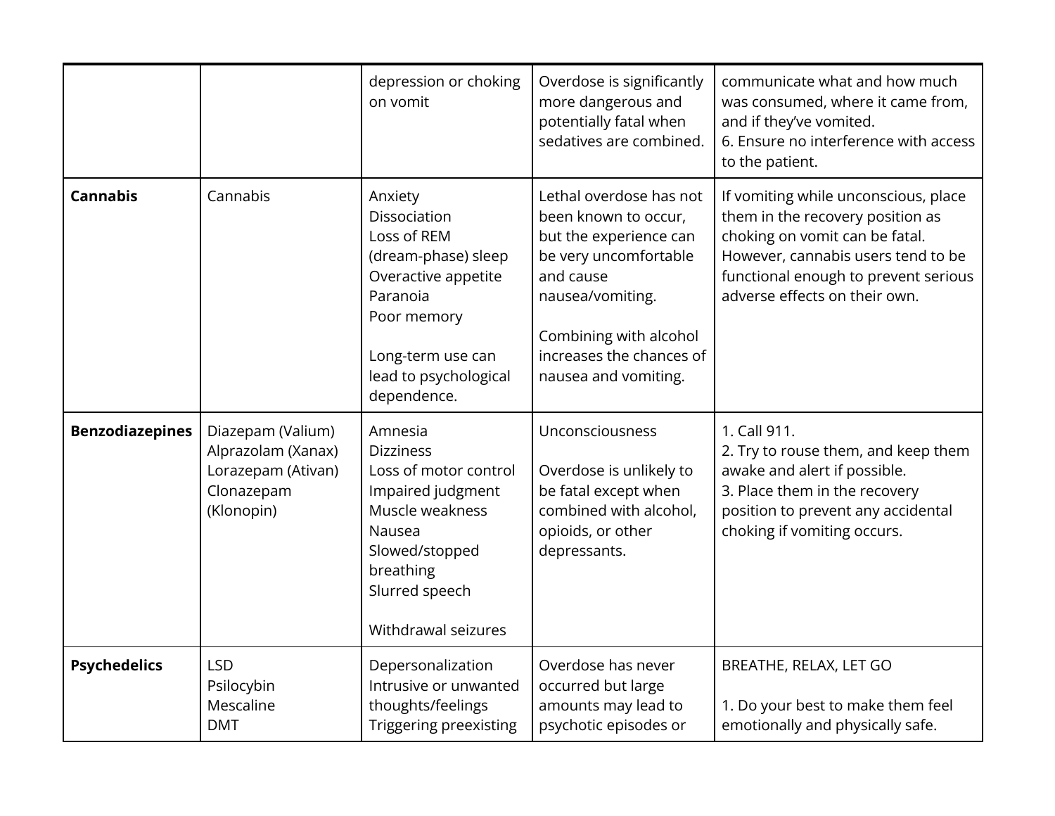| | | | | |
|---|---|---|---|---|
| | | depression or choking on vomit | Overdose is significantly more dangerous and potentially fatal when sedatives are combined. | communicate what and how much was consumed, where it came from, and if they've vomited.<br>6. Ensure no interference with access to the patient. |
| **Cannabis** | Cannabis | Anxiety<br>Dissociation<br>Loss of REM (dream-phase) sleep<br>Overactive appetite<br>Paranoia<br>Poor memory<br><br>Long-term use can lead to psychological dependence. | Lethal overdose has not been known to occur, but the experience can be very uncomfortable and cause nausea/vomiting.<br><br>Combining with alcohol increases the chances of nausea and vomiting. | If vomiting while unconscious, place them in the recovery position as choking on vomit can be fatal. However, cannabis users tend to be functional enough to prevent serious adverse effects on their own. |
| **Benzodiazepines** | Diazepam (Valium)<br>Alprazolam (Xanax)<br>Lorazepam (Ativan)<br>Clonazepam (Klonopin) | Amnesia<br>Dizziness<br>Loss of motor control<br>Impaired judgment<br>Muscle weakness<br>Nausea<br>Slowed/stopped breathing<br>Slurred speech<br><br>Withdrawal seizures | Unconsciousness<br><br>Overdose is unlikely to be fatal except when combined with alcohol, opioids, or other depressants. | 1. Call 911.<br>2. Try to rouse them, and keep them awake and alert if possible.<br>3. Place them in the recovery position to prevent any accidental choking if vomiting occurs. |
| **Psychedelics** | LSD<br>Psilocybin<br>Mescaline<br>DMT | Depersonalization<br>Intrusive or unwanted thoughts/feelings<br>Triggering preexisting | Overdose has never occurred but large amounts may lead to psychotic episodes or | BREATHE, RELAX, LET GO<br><br>1. Do your best to make them feel emotionally and physically safe. |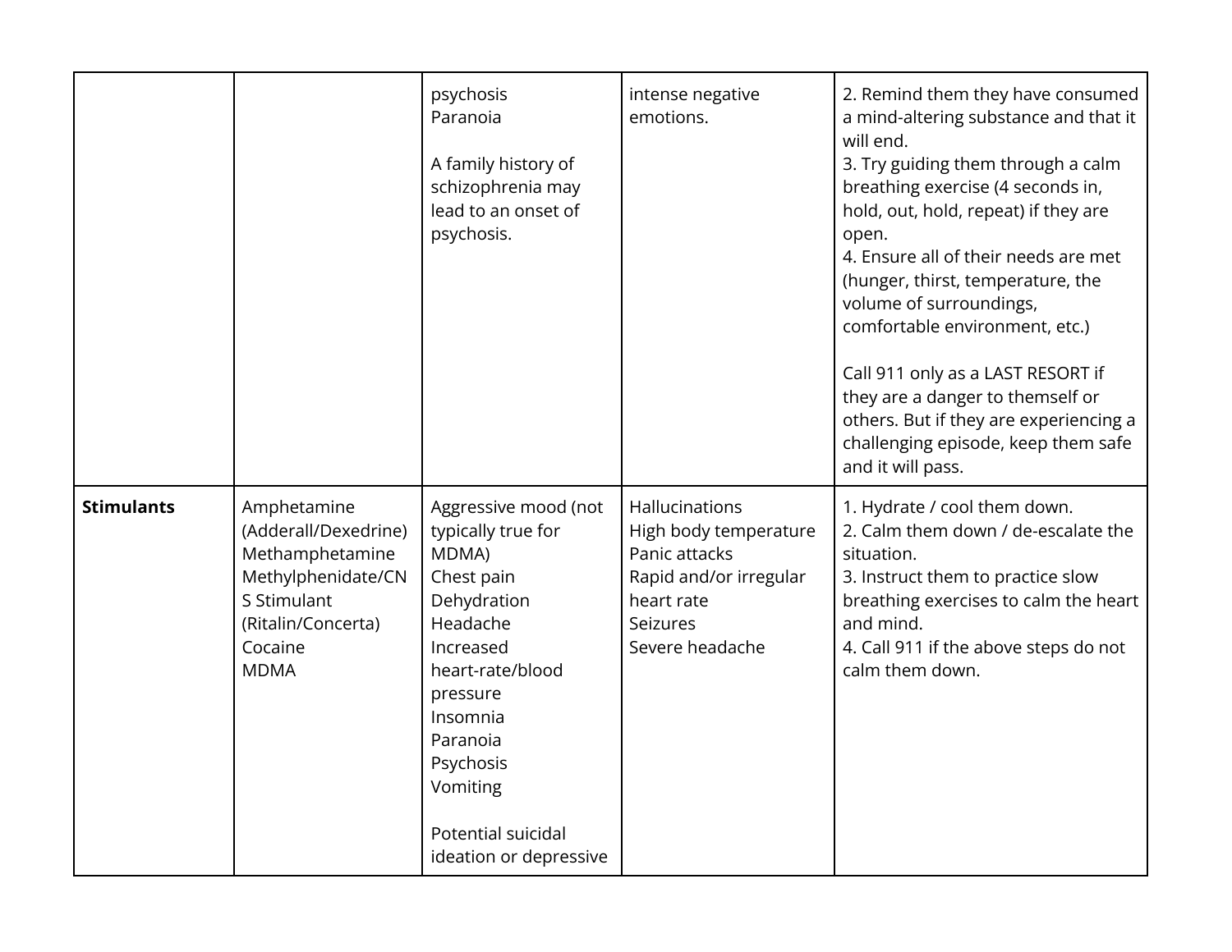| | | psychosis<br>Paranoia<br><br>A family history of schizophrenia may lead to an onset of psychosis. | intense negative emotions. | 2. Remind them they have consumed a mind-altering substance and that it will end.<br>3. Try guiding them through a calm breathing exercise (4 seconds in, hold, out, hold, repeat) if they are open.<br>4. Ensure all of their needs are met (hunger, thirst, temperature, the volume of surroundings, comfortable environment, etc.)<br><br>Call 911 only as a LAST RESORT if they are a danger to themself or others. But if they are experiencing a challenging episode, keep them safe and it will pass. |
|---|---|---|---|---|
| **Stimulants** | Amphetamine (Adderall/Dexedrine)<br>Methamphetamine<br>Methylphenidate/CNS Stimulant (Ritalin/Concerta)<br>Cocaine<br>MDMA | Aggressive mood (not typically true for MDMA)<br>Chest pain<br>Dehydration<br>Headache<br>Increased heart-rate/blood pressure<br>Insomnia<br>Paranoia<br>Psychosis<br>Vomiting<br><br>Potential suicidal ideation or depressive | Hallucinations<br>High body temperature<br>Panic attacks<br>Rapid and/or irregular heart rate<br>Seizures<br>Severe headache | 1. Hydrate / cool them down.<br>2. Calm them down / de-escalate the situation.<br>3. Instruct them to practice slow breathing exercises to calm the heart and mind.<br>4. Call 911 if the above steps do not calm them down. |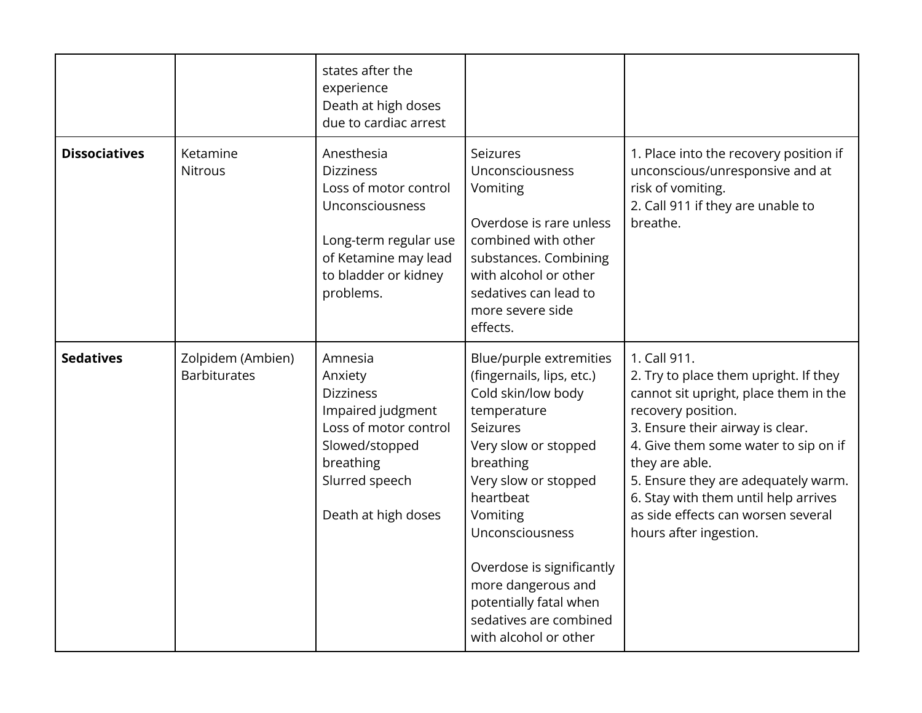| | | | | |
|---|---|---|---|---|
| | | states after the experience<br>Death at high doses due to cardiac arrest | | |
| **Dissociatives** | Ketamine<br>Nitrous | Anesthesia<br>Dizziness<br>Loss of motor control<br>Unconsciousness<br><br>Long-term regular use of Ketamine may lead to bladder or kidney problems. | Seizures<br>Unconsciousness<br>Vomiting<br><br>Overdose is rare unless combined with other substances. Combining with alcohol or other sedatives can lead to more severe side effects. | 1. Place into the recovery position if unconscious/unresponsive and at risk of vomiting.<br>2. Call 911 if they are unable to breathe. |
| **Sedatives** | Zolpidem (Ambien)<br>Barbiturates | Amnesia<br>Anxiety<br>Dizziness<br>Impaired judgment<br>Loss of motor control<br>Slowed/stopped breathing<br>Slurred speech<br><br>Death at high doses | Blue/purple extremities (fingernails, lips, etc.)<br>Cold skin/low body temperature<br>Seizures<br>Very slow or stopped breathing<br>Very slow or stopped heartbeat<br>Vomiting<br>Unconsciousness<br><br>Overdose is significantly more dangerous and potentially fatal when sedatives are combined with alcohol or other | 1. Call 911.<br>2. Try to place them upright. If they cannot sit upright, place them in the recovery position.<br>3. Ensure their airway is clear.<br>4. Give them some water to sip on if they are able.<br>5. Ensure they are adequately warm.<br>6. Stay with them until help arrives as side effects can worsen several hours after ingestion. |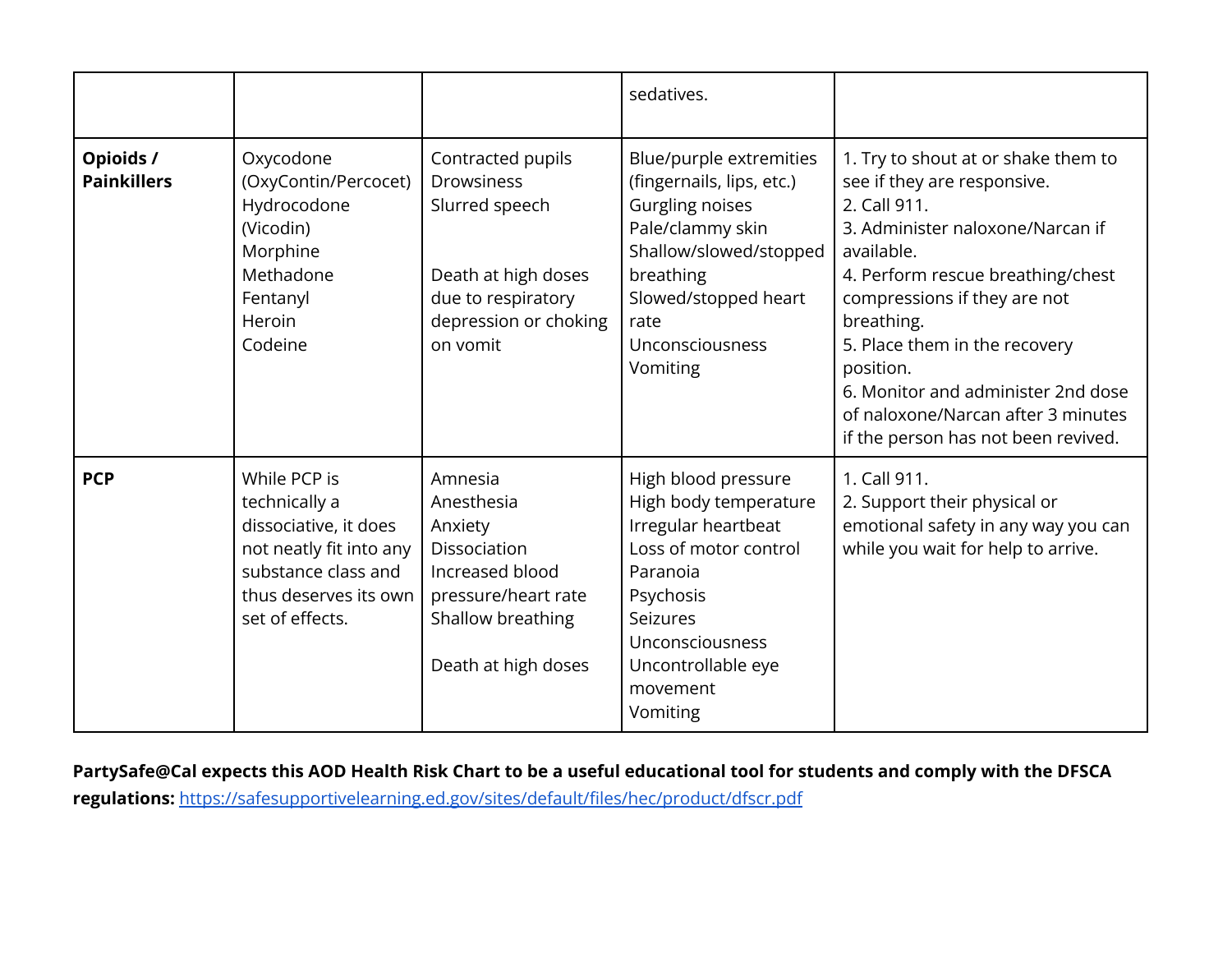| | | | | |
|---|---|---|---|---|
| | | | sedatives. | |
| **Opioids / Painkillers** | Oxycodone (OxyContin/Percocet)<br>Hydrocodone (Vicodin)<br>Morphine<br>Methadone<br>Fentanyl<br>Heroin<br>Codeine | Contracted pupils<br>Drowsiness<br>Slurred speech<br><br>Death at high doses due to respiratory depression or choking on vomit | Blue/purple extremities (fingernails, lips, etc.)<br>Gurgling noises<br>Pale/clammy skin<br>Shallow/slowed/stopped breathing<br>Slowed/stopped heart rate<br>Unconsciousness<br>Vomiting | 1. Try to shout at or shake them to see if they are responsive.<br>2. Call 911.<br>3. Administer naloxone/Narcan if available.<br>4. Perform rescue breathing/chest compressions if they are not breathing.<br>5. Place them in the recovery position.<br>6. Monitor and administer 2nd dose of naloxone/Narcan after 3 minutes if the person has not been revived. |
| **PCP** | While PCP is technically a dissociative, it does not neatly fit into any substance class and thus deserves its own set of effects. | Amnesia<br>Anesthesia<br>Anxiety<br>Dissociation<br>Increased blood pressure/heart rate<br>Shallow breathing<br><br>Death at high doses | High blood pressure<br>High body temperature<br>Irregular heartbeat<br>Loss of motor control<br>Paranoia<br>Psychosis<br>Seizures<br>Unconsciousness<br>Uncontrollable eye movement<br>Vomiting | 1. Call 911.<br>2. Support their physical or emotional safety in any way you can while you wait for help to arrive. |

**PartySafe@Cal expects this AOD Health Risk Chart to be a useful educational tool for students and comply with the DFSCA regulations:** [https://safesupportivelearning.ed.gov/sites/default/files/hec/product/dfscr.pdf](https://safesupportivelearning.ed.gov/sites/default/files/hec/product/dfscr.pdf)